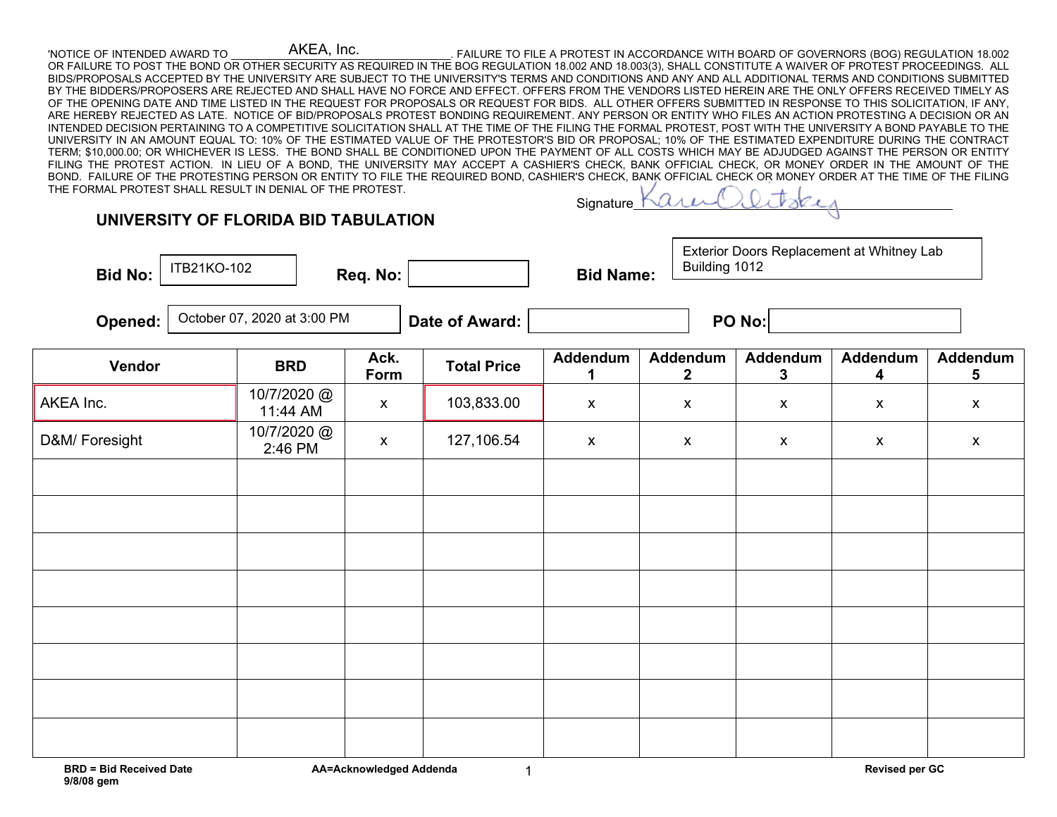'NOTICE OF INTENDED AWARD TO AKEA, Inc. . FAILURE TO FILE A PROTEST IN ACCORDANCE WITH BOARD OF GOVERNORS (BOG) REGULATION 18.002 OR FAILURE TO POST THE BOND OR OTHER SECURITY AS REQUIRED IN THE BOG REGULATION 18.002 AND 18.003(3), SHALL CONSTITUTE A WAIVER OF PROTEST PROCEEDINGS. ALL BIDS/PROPOSALS ACCEPTED BY THE UNIVERSITY ARE SUBJECT TO THE UNIVERSITY'S TERMS AND CONDITIONS AND ANY AND ALL ADDITIONAL TERMS AND CONDITIONS SUBMITTED BY THE BIDDERS/PROPOSERS ARE REJECTED AND SHALL HAVE NO FORCE AND EFFECT. OFFERS FROM THE VENDORS LISTED HEREIN ARE THE ONLY OFFERS RECEIVED TIMELY AS OF THE OPENING DATE AND TIME LISTED IN THE REQUEST FOR PROPOSALS OR REQUEST FOR BIDS. ALL OTHER OFFERS SUBMITTED IN RESPONSE TO THIS SOLICITATION, IF ANY, ARE HEREBY REJECTED AS LATE. NOTICE OF BID/PROPOSALS PROTEST BONDING REQUIREMENT. ANY PERSON OR ENTITY WHO FILES AN ACTION PROTESTING A DECISION OR AN INTENDED DECISION PERTAINING TO A COMPETITIVE SOLICITATION SHALL AT THE TIME OF THE FILING THE FORMAL PROTEST, POST WITH THE UNIVERSITY A BOND PAYABLE TO THE UNIVERSITY IN AN AMOUNT EQUAL TO: 10% OF THE ESTIMATED VALUE OF THE PROTESTOR'S BID OR PROPOSAL; 10% OF THE ESTIMATED EXPENDITURE DURING THE CONTRACT TERM; $10,000.00; OR WHICHEVER IS LESS. THE BOND SHALL BE CONDITIONED UPON THE PAYMENT OF ALL COSTS WHICH MAY BE ADJUDGED AGAINST THE PERSON OR ENTITY FILING THE PROTEST ACTION. IN LIEU OF A BOND, THE UNIVERSITY MAY ACCEPT A CASHIER'S CHECK, BANK OFFICIAL CHECK, OR MONEY ORDER IN THE AMOUNT OF THE BOND. FAILURE OF THE PROTESTING PERSON OR ENTITY TO FILE THE REQUIRED BOND, CASHIER'S CHECK, BANK OFFICIAL CHECK OR MONEY ORDER AT THE TIME OF THE FILING THE FORMAL PROTEST SHALL RESULT IN DENIAL OF THE PROTEST.

Signature Karen Olitsky

## UNIVERSITY OF FLORIDA BID TABULATION

**Bid No:** ITB21KO-102 **Req. No:** **Bid Name:** Exterior Doors Replacement at Whitney Lab Building 1012

**Opened:** October 07, 2020 at 3:00 PM **Date of Award:** **PO No:**

| Vendor | BRD | Ack. Form | Total Price | Addendum 1 | Addendum 2 | Addendum 3 | Addendum 4 | Addendum 5 |
|---|---|---|---|---|---|---|---|---|
| AKEA Inc. | 10/7/2020 @ 11:44 AM | x | 103,833.00 | x | x | x | x | x |
| D&M/ Foresight | 10/7/2020 @ 2:46 PM | x | 127,106.54 | x | x | x | x | x |
| | | | | | | | | |
| | | | | | | | | |
| | | | | | | | | |
| | | | | | | | | |
| | | | | | | | | |
| | | | | | | | | |
| | | | | | | | | |
| | | | | | | | | |

BRD = Bid Received Date
9/8/08 gem

AA=Acknowledged Addenda

Revised per GC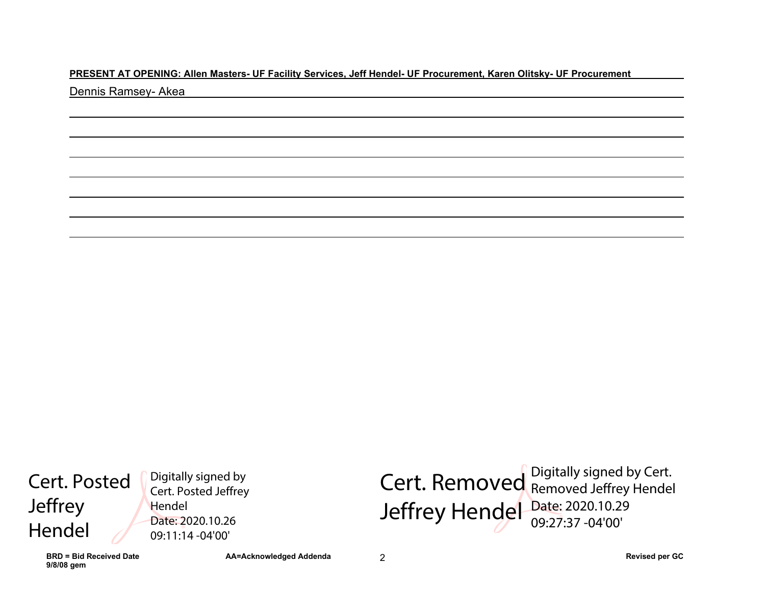**PRESENT AT OPENING: Allen Masters- UF Facility Services, Jeff Hendel- UF Procurement, Karen Olitsky- UF Procurement**

Dennis Ramsey- Akea

Cert. Posted Jeffrey Hendel

Digitally signed by Cert. Posted Jeffrey Hendel
Date: 2020.10.26 09:11:14 -04'00'

Cert. Removed Jeffrey Hendel

Digitally signed by Cert. Removed Jeffrey Hendel
Date: 2020.10.29 09:27:37 -04'00'

**BRD = Bid Received Date**
**9/8/08 gem**

**AA=Acknowledged Addenda**

**Revised per GC**